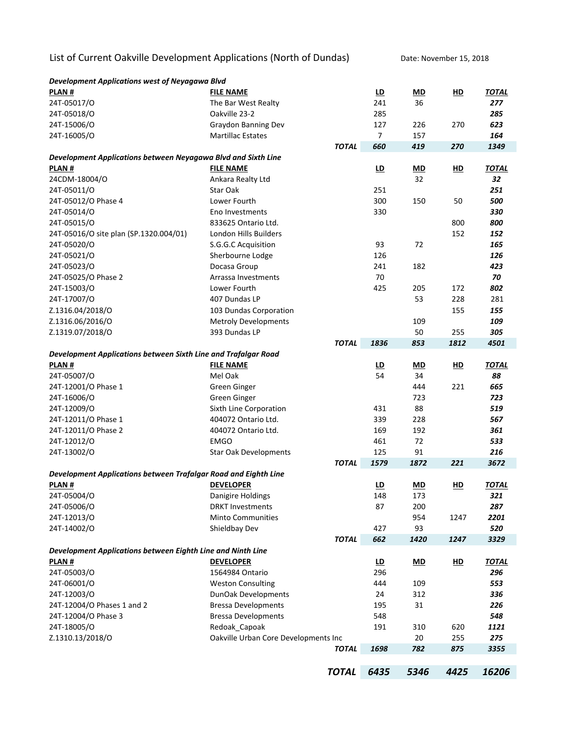# List of Current Oakville Development Applications (North of Dundas)

Date: November 15, 2018

### *Development Applications west of Neyagawa Blvd*

| PLAN # | FILE NAME | | LD | MD | HD | TOTAL |
|---|---|---|---|---|---|---|
| 24T-05017/O | The Bar West Realty | | 241 | 36 | | ***277*** |
| 24T-05018/O | Oakville 23-2 | | 285 | | | ***285*** |
| 24T-15006/O | Graydon Banning Dev | | 127 | 226 | 270 | ***623*** |
| 24T-16005/O | Martillac Estates | | 7 | 157 | | ***164*** |
| | | ***TOTAL*** | ***660*** | ***419*** | ***270*** | ***1349*** |

### *Development Applications between Neyagawa Blvd and Sixth Line*

| PLAN # | FILE NAME | | LD | MD | HD | TOTAL |
|---|---|---|---|---|---|---|
| 24CDM-18004/O | Ankara Realty Ltd | | | 32 | | ***32*** |
| 24T-05011/O | Star Oak | | 251 | | | ***251*** |
| 24T-05012/O Phase 4 | Lower Fourth | | 300 | 150 | 50 | ***500*** |
| 24T-05014/O | Eno Investments | | 330 | | | ***330*** |
| 24T-05015/O | 833625 Ontario Ltd. | | | | 800 | ***800*** |
| 24T-05016/O site plan (SP.1320.004/01) | London Hills Builders | | | | 152 | ***152*** |
| 24T-05020/O | S.G.G.C Acquisition | | 93 | 72 | | ***165*** |
| 24T-05021/O | Sherbourne Lodge | | 126 | | | ***126*** |
| 24T-05023/O | Docasa Group | | 241 | 182 | | ***423*** |
| 24T-05025/O Phase 2 | Arrassa Investments | | 70 | | | ***70*** |
| 24T-15003/O | Lower Fourth | | 425 | 205 | 172 | ***802*** |
| 24T-17007/O | 407 Dundas LP | | | 53 | 228 | 281 |
| Z.1316.04/2018/O | 103 Dundas Corporation | | | | 155 | ***155*** |
| Z.1316.06/2016/O | Metroly Developments | | | 109 | | ***109*** |
| Z.1319.07/2018/O | 393 Dundas LP | | | 50 | 255 | ***305*** |
| | | ***TOTAL*** | ***1836*** | ***853*** | ***1812*** | ***4501*** |

### *Development Applications between Sixth Line and Trafalgar Road*

| PLAN # | FILE NAME | | LD | MD | HD | TOTAL |
|---|---|---|---|---|---|---|
| 24T-05007/O | Mel Oak | | 54 | 34 | | ***88*** |
| 24T-12001/O Phase 1 | Green Ginger | | | 444 | 221 | ***665*** |
| 24T-16006/O | Green Ginger | | | 723 | | ***723*** |
| 24T-12009/O | Sixth Line Corporation | | 431 | 88 | | ***519*** |
| 24T-12011/O Phase 1 | 404072 Ontario Ltd. | | 339 | 228 | | ***567*** |
| 24T-12011/O Phase 2 | 404072 Ontario Ltd. | | 169 | 192 | | ***361*** |
| 24T-12012/O | EMGO | | 461 | 72 | | ***533*** |
| 24T-13002/O | Star Oak Developments | | 125 | 91 | | ***216*** |
| | | ***TOTAL*** | ***1579*** | ***1872*** | ***221*** | ***3672*** |

### *Development Applications between Trafalgar Road and Eighth Line*

| PLAN # | DEVELOPER | | LD | MD | HD | TOTAL |
|---|---|---|---|---|---|---|
| 24T-05004/O | Danigire Holdings | | 148 | 173 | | ***321*** |
| 24T-05006/O | DRKT Investments | | 87 | 200 | | ***287*** |
| 24T-12013/O | Minto Communities | | | 954 | 1247 | ***2201*** |
| 24T-14002/O | Shieldbay Dev | | 427 | 93 | | ***520*** |
| | | ***TOTAL*** | ***662*** | ***1420*** | ***1247*** | ***3329*** |

### *Development Applications between Eighth Line and Ninth Line*

| PLAN # | DEVELOPER | | LD | MD | HD | TOTAL |
|---|---|---|---|---|---|---|
| 24T-05003/O | 1564984 Ontario | | 296 | | | ***296*** |
| 24T-06001/O | Weston Consulting | | 444 | 109 | | ***553*** |
| 24T-12003/O | DunOak Developments | | 24 | 312 | | ***336*** |
| 24T-12004/O Phases 1 and 2 | Bressa Developments | | 195 | 31 | | ***226*** |
| 24T-12004/O Phase 3 | Bressa Developments | | 548 | | | ***548*** |
| 24T-18005/O | Redoak_Capoak | | 191 | 310 | 620 | ***1121*** |
| Z.1310.13/2018/O | Oakville Urban Core Developments Inc | | | 20 | 255 | ***275*** |
| | | ***TOTAL*** | ***1698*** | ***782*** | ***875*** | ***3355*** |

| | | | LD | MD | HD | TOTAL |
|---|---|---|---|---|---|---|
| | | ***TOTAL*** | ***6435*** | ***5346*** | ***4425*** | ***16206*** |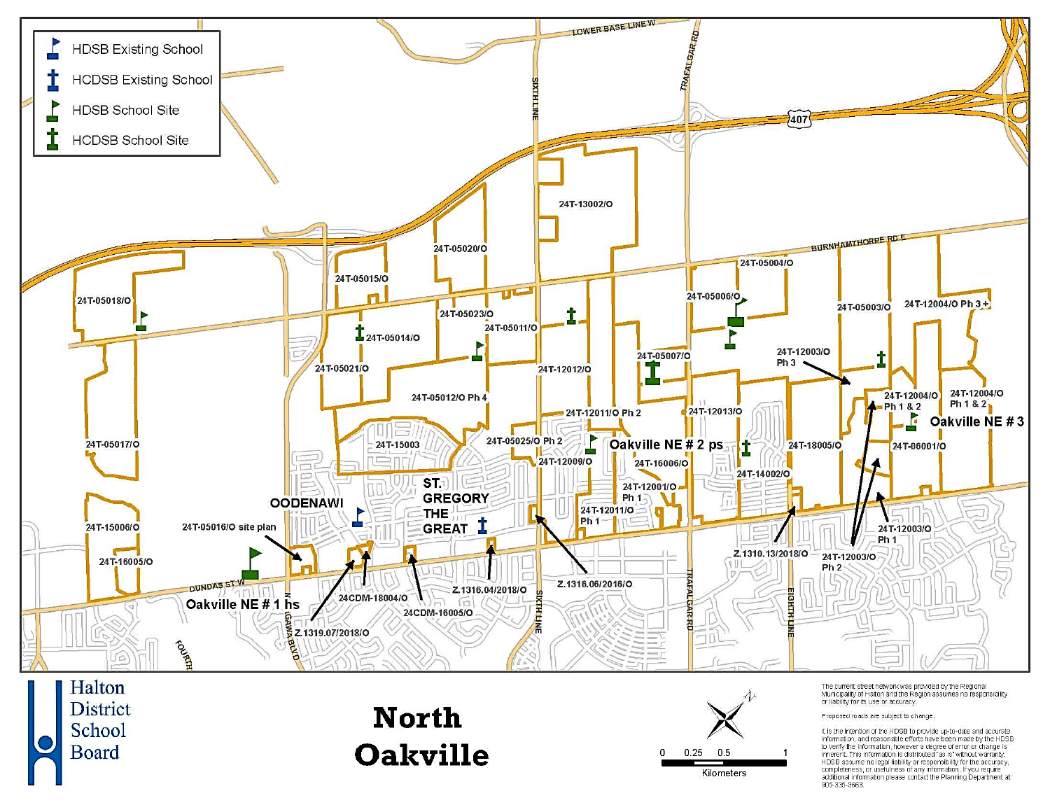**Legend**

- HDSB Existing School
- HCDSB Existing School
- HDSB School Site
- HCDSB School Site

LOWER BASE LINE W

TRAFALGAR RD

407

SIXTH LINE

BURNHAMTHORPE RD E

24T-13002/O

24T-05020/O

24T-05015/O

24T-05004/O

24T-05018/O

24T-05006/O

24T-05003/O

24T-12004/O Ph 3 +

24T-05023/O

24T-05011/O

24T-05014/O

24T-12003/O Ph 3

24T-05007/O

24T-05021/O

24T-12012/O

24T-05012/O Ph 4

24T-12004/O Ph 1 & 2

24T-12004/O Ph 1 & 2

24T-12011/O Ph 2

24T-12013/O

Oakville NE # 3

24T-05017/O

24T-15003

24T-05025/O Ph 2

Oakville NE # 2 ps

24T-18005/O

24T-06001/O

24T-12009/O

24T-16006/O

24T-14002/O

ST. GREGORY THE GREAT

24T-12001/O Ph 1

OODENAWI

24T-12011/O Ph 1

24T-12003/O Ph 1

24T-15006/O

24T-05016/O site plan

Z.1310.13/2018/O

24T-12003/O Ph 2

24T-16005/O

Z.1316.04/2018/O

Z.1316.06/2016/O

DUNDAS ST W

24CDM-18004/O

Oakville NE # 1 hs

24CDM-16005/O

Z.1319.07/2018/O

NEYAGAWA BLVD

FOURTH

SIXTH LINE

TRAFALGAR RD

EIGHTH LINE

Halton District School Board

# North Oakville

0 0.25 0.5 1

Kilometers

The current street network was provided by the Regional Municipality of Halton and the Region assumes no responsibility or liability for its use or accuracy.

Proposed roads are subject to change.

It is the intention of the HDSB to provide up-to-date and accurate information, and reasonable efforts have been made by the HDSB to verify the information, however a degree of error or change is inherent. This information is distributed "as is" without warranty. HDSB assume no legal liability or responsibility for the accuracy, completeness, or usefulness of any information. If you require additional information please contact the Planning Department at 905-335-3663.